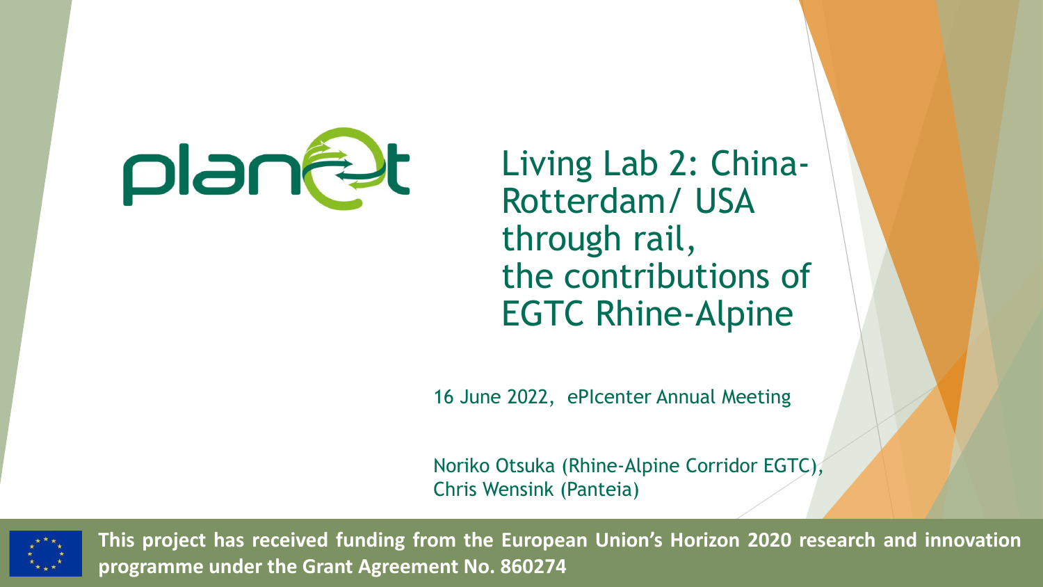# Living Lab 2: China-Rotterdam/ USA through rail, the contributions of EGTC Rhine-Alpine

16 June 2022, ePIcenter Annual Meeting

Noriko Otsuka (Rhine-Alpine Corridor EGTC), Chris Wensink (Panteia)

**This project has received funding from the European Union's Horizon 2020 research and innovation programme under the Grant Agreement No. 860274**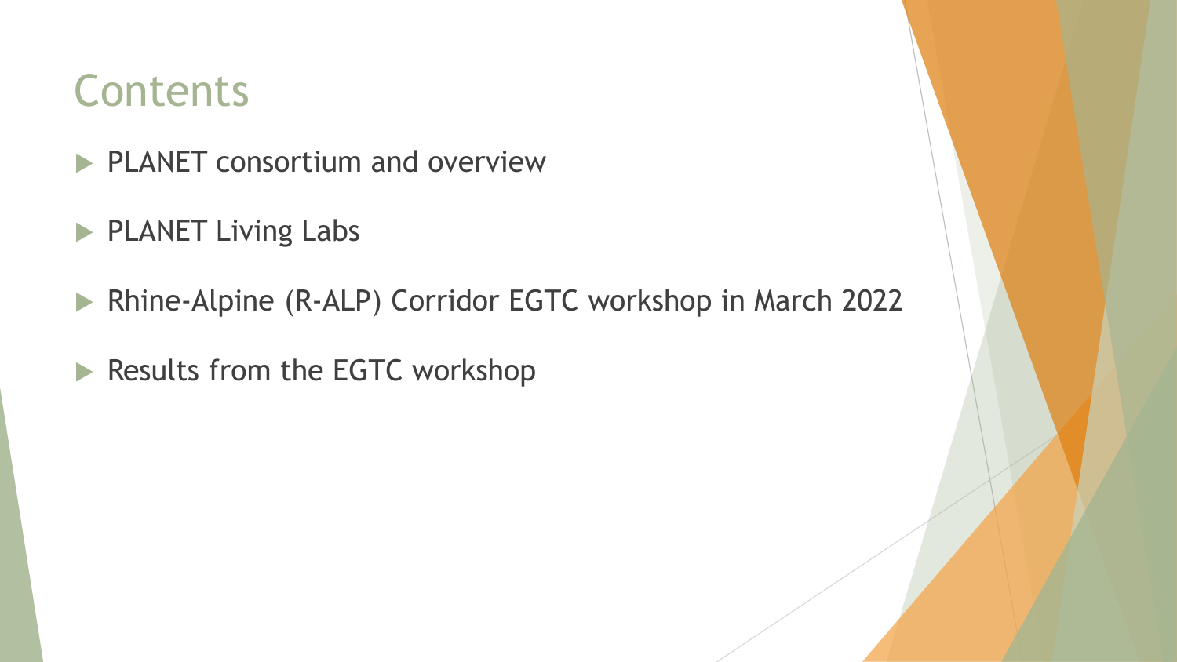# Contents

- PLANET consortium and overview
- PLANET Living Labs
- Rhine-Alpine (R-ALP) Corridor EGTC workshop in March 2022
- Results from the EGTC workshop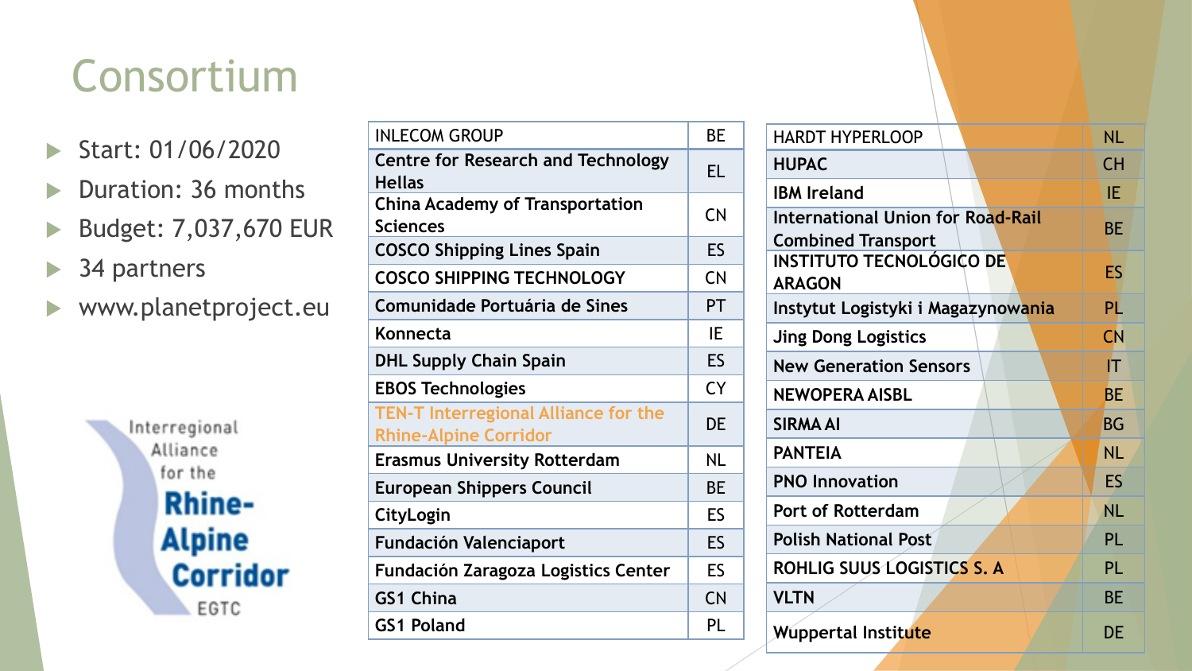# Consortium

- Start: 01/06/2020
- Duration: 36 months
- Budget: 7,037,670 EUR
- 34 partners
- www.planetproject.eu

| | |
|---|---|
| INLECOM GROUP | BE |
| Centre for Research and Technology Hellas | EL |
| China Academy of Transportation Sciences | CN |
| COSCO Shipping Lines Spain | ES |
| COSCO SHIPPING TECHNOLOGY | CN |
| Comunidade Portuária de Sines | PT |
| Konnecta | IE |
| DHL Supply Chain Spain | ES |
| EBOS Technologies | CY |
| TEN-T Interregional Alliance for the Rhine-Alpine Corridor | DE |
| Erasmus University Rotterdam | NL |
| European Shippers Council | BE |
| CityLogin | ES |
| Fundación Valenciaport | ES |
| Fundación Zaragoza Logistics Center | ES |
| GS1 China | CN |
| GS1 Poland | PL |

| | |
|---|---|
| HARDT HYPERLOOP | NL |
| HUPAC | CH |
| IBM Ireland | IE |
| International Union for Road-Rail Combined Transport | BE |
| INSTITUTO TECNOLÓGICO DE ARAGON | ES |
| Instytut Logistyki i Magazynowania | PL |
| Jing Dong Logistics | CN |
| New Generation Sensors | IT |
| NEWOPERA AISBL | BE |
| SIRMA AI | BG |
| PANTEIA | NL |
| PNO Innovation | ES |
| Port of Rotterdam | NL |
| Polish National Post | PL |
| ROHLIG SUUS LOGISTICS S. A | PL |
| VLTN | BE |
| Wuppertal Institute | DE |

Interregional Alliance for the Rhine-Alpine Corridor EGTC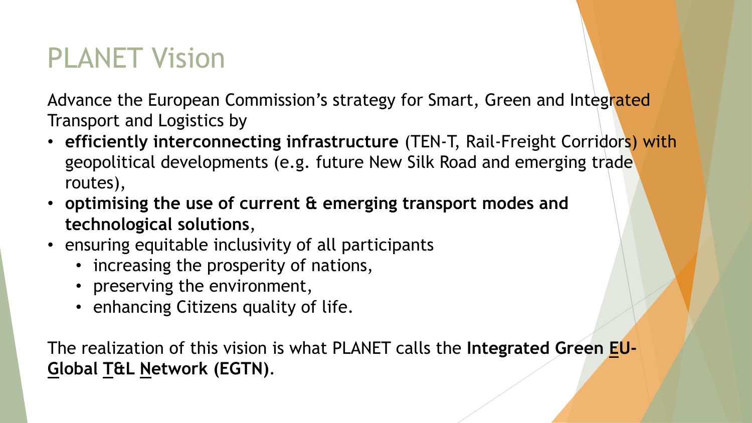# PLANET Vision

Advance the European Commission's strategy for Smart, Green and Integrated Transport and Logistics by

- **efficiently interconnecting infrastructure** (TEN-T, Rail-Freight Corridors) with geopolitical developments (e.g. future New Silk Road and emerging trade routes),
- **optimising the use of current & emerging transport modes and technological solutions**,
- ensuring equitable inclusivity of all participants
  - increasing the prosperity of nations,
  - preserving the environment,
  - enhancing Citizens quality of life.

The realization of this vision is what PLANET calls the **Integrated Green EU-Global T&L Network (EGTN)**.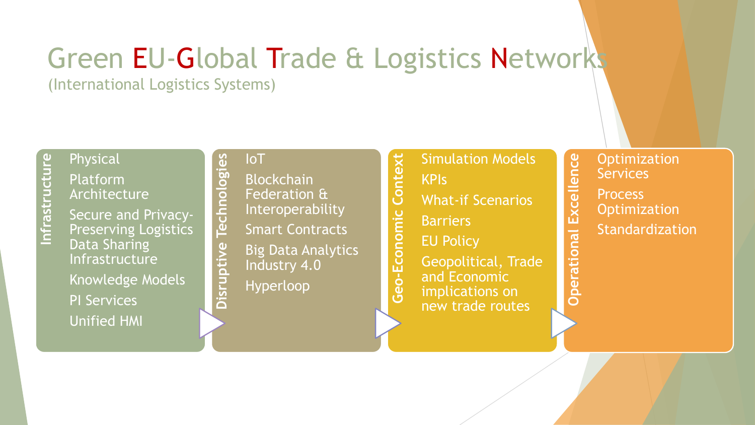# Green EU-Global Trade & Logistics Networks

(International Logistics Systems)

## Infrastructure

- Physical
- Platform Architecture
- Secure and Privacy-Preserving Logistics Data Sharing Infrastructure
- Knowledge Models
- PI Services
- Unified HMI

## Disruptive Technologies

- IoT
- Blockchain Federation & Interoperability
- Smart Contracts
- Big Data Analytics Industry 4.0
- Hyperloop

## Geo-Economic Context

- Simulation Models
- KPIs
- What-if Scenarios
- Barriers
- EU Policy
- Geopolitical, Trade and Economic implications on new trade routes

## Operational Excellence

- Optimization Services
- Process Optimization
- Standardization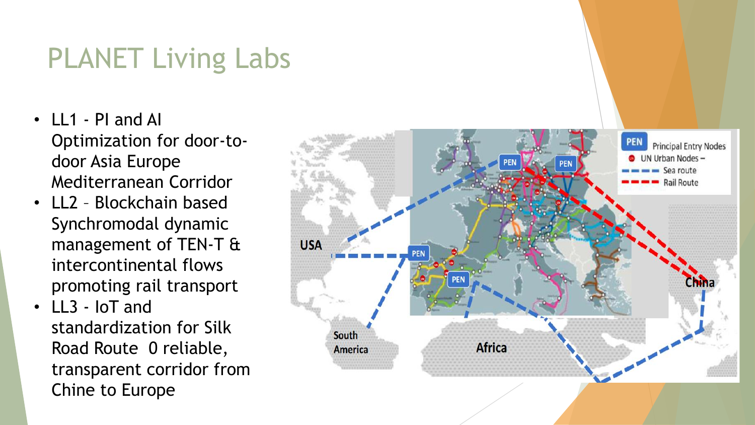# PLANET Living Labs

- LL1 - PI and AI Optimization for door-to-door Asia Europe Mediterranean Corridor
- LL2 – Blockchain based Synchromodal dynamic management of TEN-T & intercontinental flows promoting rail transport
- LL3 - IoT and standardization for Silk Road Route 0 reliable, transparent corridor from Chine to Europe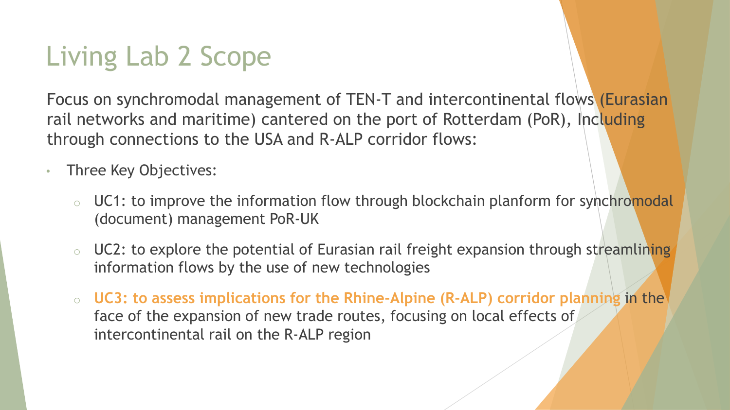# Living Lab 2 Scope

Focus on synchromodal management of TEN-T and intercontinental flows (Eurasian rail networks and maritime) cantered on the port of Rotterdam (PoR), Including through connections to the USA and R-ALP corridor flows:

- Three Key Objectives:
  - UC1: to improve the information flow through blockchain planform for synchromodal (document) management PoR-UK
  - UC2: to explore the potential of Eurasian rail freight expansion through streamlining information flows by the use of new technologies
  - **UC3: to assess implications for the Rhine-Alpine (R-ALP) corridor planning** in the face of the expansion of new trade routes, focusing on local effects of intercontinental rail on the R-ALP region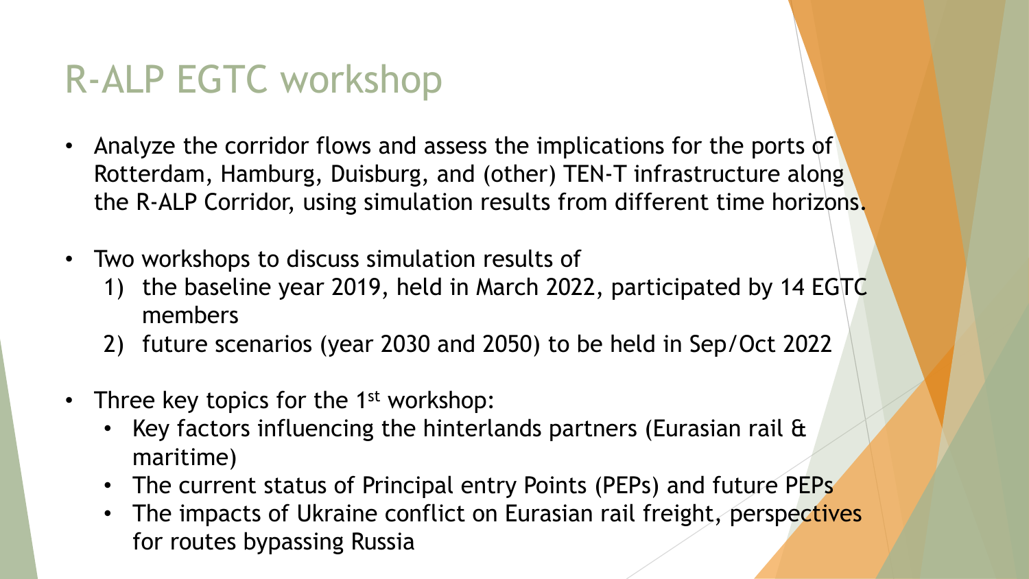# R-ALP EGTC workshop

- Analyze the corridor flows and assess the implications for the ports of Rotterdam, Hamburg, Duisburg, and (other) TEN-T infrastructure along the R-ALP Corridor, using simulation results from different time horizons.
- Two workshops to discuss simulation results of
  1) the baseline year 2019, held in March 2022, participated by 14 EGTC members
  2) future scenarios (year 2030 and 2050) to be held in Sep/Oct 2022
- Three key topics for the 1st workshop:
  - Key factors influencing the hinterlands partners (Eurasian rail & maritime)
  - The current status of Principal entry Points (PEPs) and future PEPs
  - The impacts of Ukraine conflict on Eurasian rail freight, perspectives for routes bypassing Russia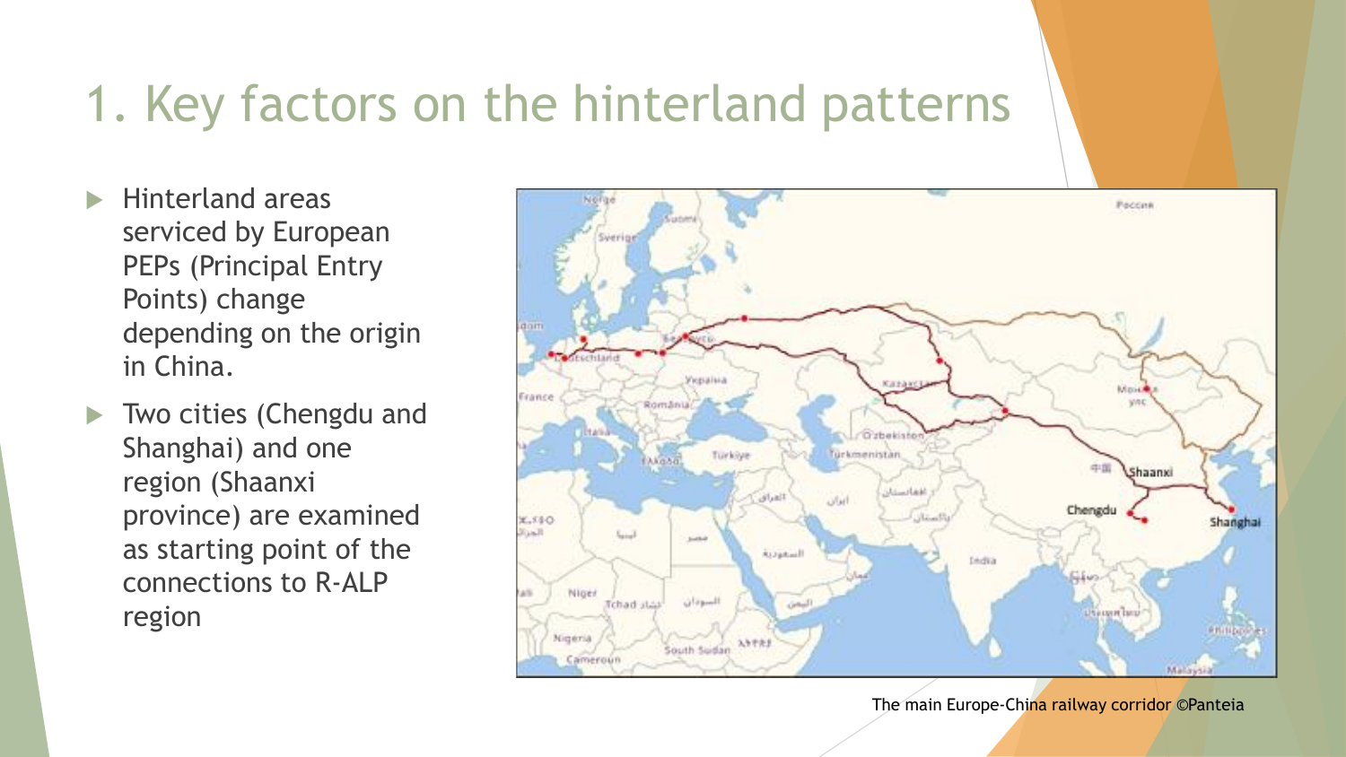# 1. Key factors on the hinterland patterns

- Hinterland areas serviced by European PEPs (Principal Entry Points) change depending on the origin in China.
- Two cities (Chengdu and Shanghai) and one region (Shaanxi province) are examined as starting point of the connections to R-ALP region

The main Europe-China railway corridor ©Panteia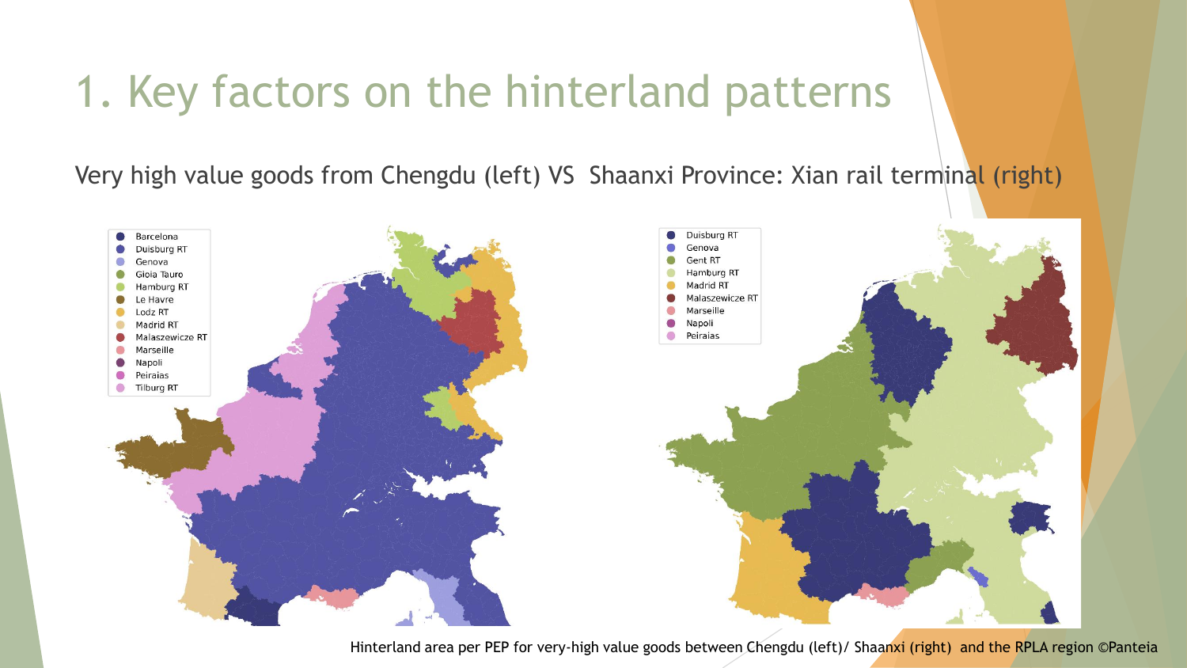# 1. Key factors on the hinterland patterns

Very high value goods from Chengdu (left) VS Shaanxi Province: Xian rail terminal (right)

Hinterland area per PEP for very-high value goods between Chengdu (left)/ Shaanxi (right) and the RPLA region ©Panteia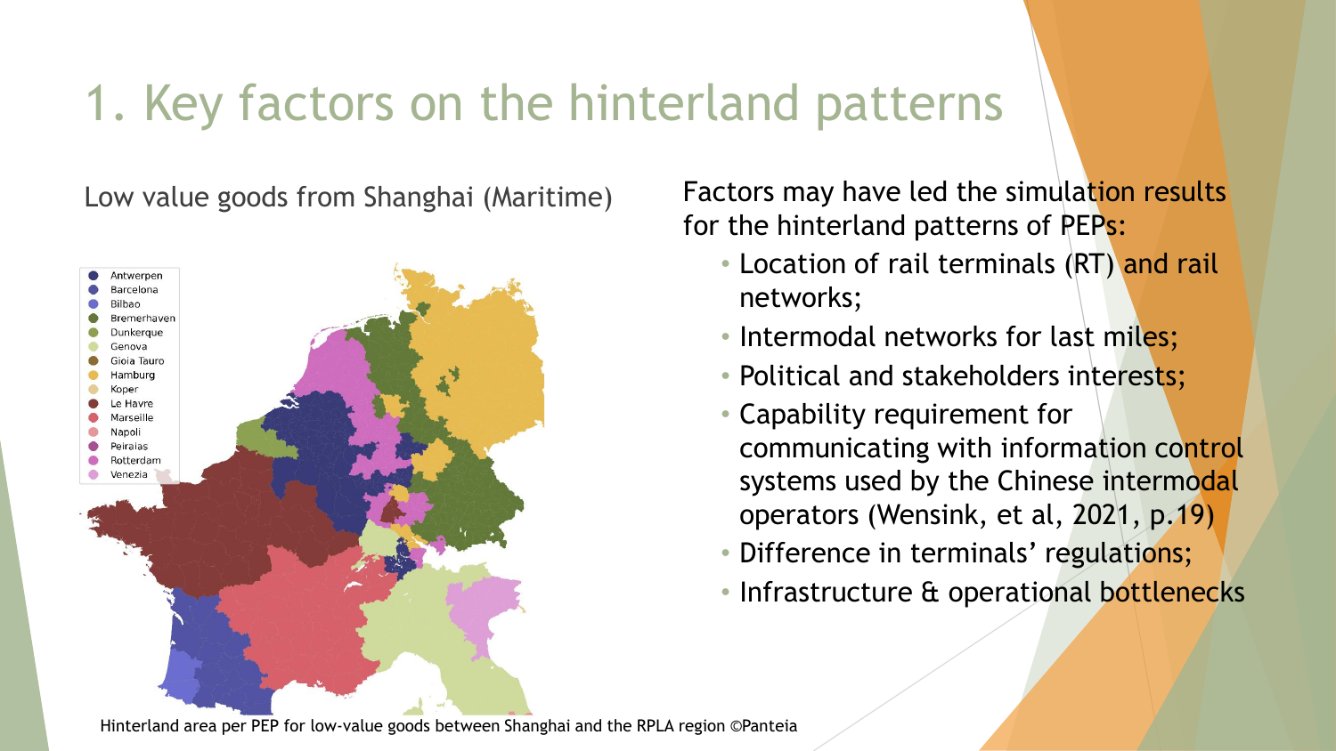# 1. Key factors on the hinterland patterns

Low value goods from Shanghai (Maritime)

Hinterland area per PEP for low-value goods between Shanghai and the RPLA region ©Panteia

Factors may have led the simulation results for the hinterland patterns of PEPs:

- Location of rail terminals (RT) and rail networks;
- Intermodal networks for last miles;
- Political and stakeholders interests;
- Capability requirement for communicating with information control systems used by the Chinese intermodal operators (Wensink, et al, 2021, p.19)
- Difference in terminals' regulations;
- Infrastructure & operational bottlenecks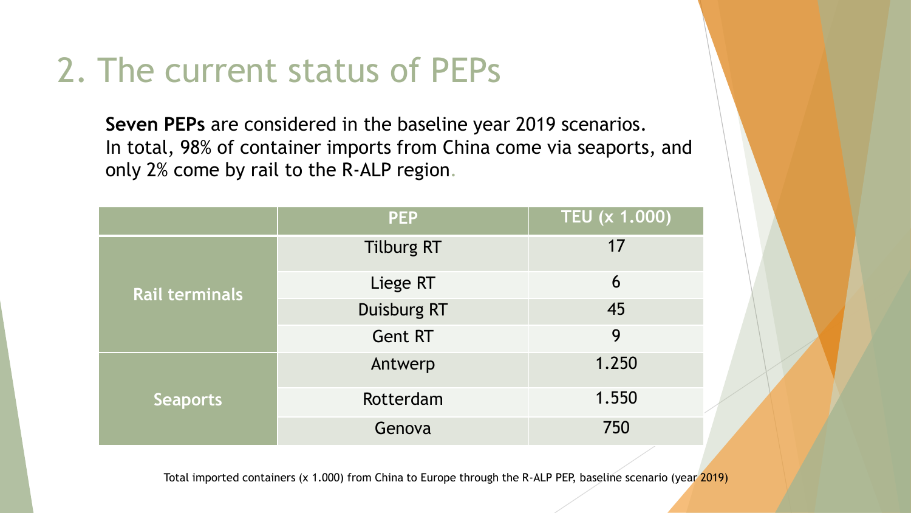# 2. The current status of PEPs

**Seven PEPs** are considered in the baseline year 2019 scenarios.
In total, 98% of container imports from China come via seaports, and only 2% come by rail to the R-ALP region.

| | PEP | TEU (x 1.000) |
|---|---|---|
| Rail terminals | Tilburg RT | 17 |
| | Liege RT | 6 |
| | Duisburg RT | 45 |
| | Gent RT | 9 |
| Seaports | Antwerp | 1.250 |
| | Rotterdam | 1.550 |
| | Genova | 750 |

Total imported containers (x 1.000) from China to Europe through the R-ALP PEP, baseline scenario (year 2019)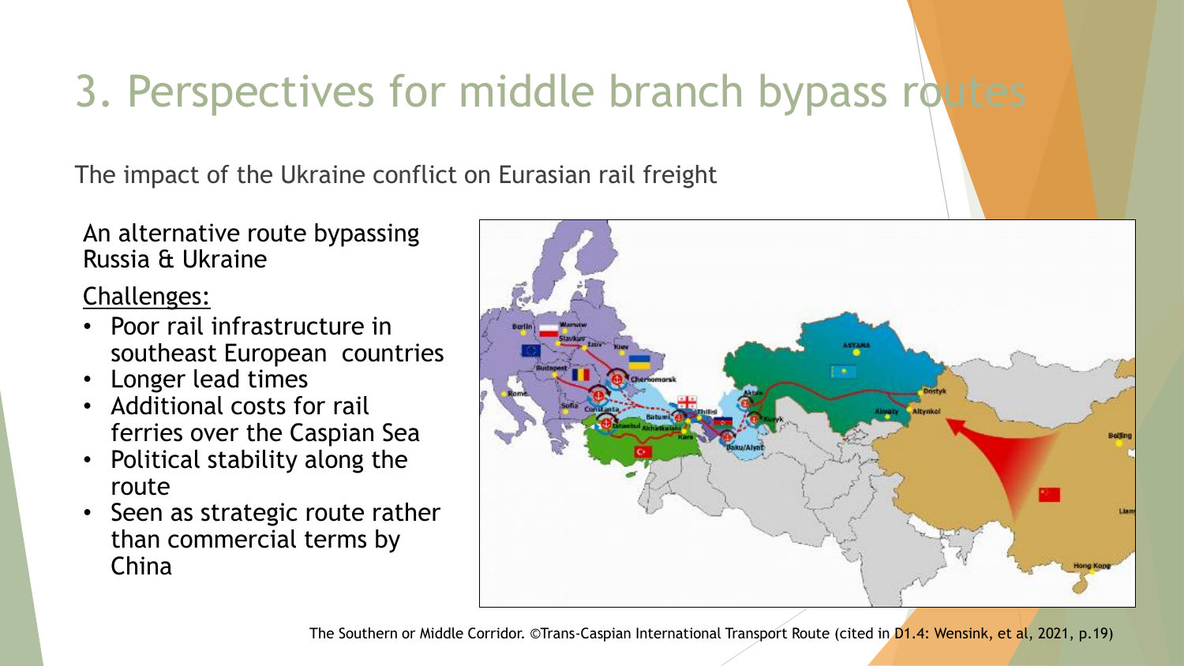# 3. Perspectives for middle branch bypass routes

The impact of the Ukraine conflict on Eurasian rail freight

An alternative route bypassing Russia & Ukraine

Challenges:

- Poor rail infrastructure in southeast European countries
- Longer lead times
- Additional costs for rail ferries over the Caspian Sea
- Political stability along the route
- Seen as strategic route rather than commercial terms by China

The Southern or Middle Corridor. ©Trans-Caspian International Transport Route (cited in D1.4: Wensink, et al, 2021, p.19)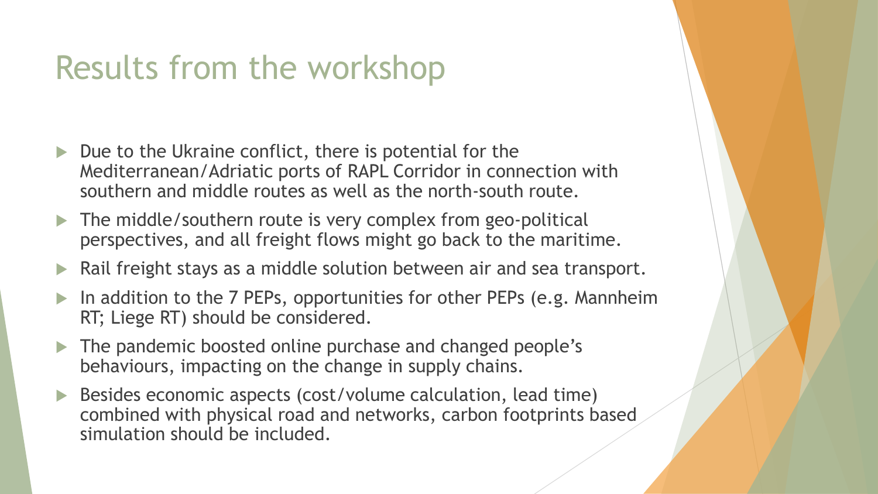# Results from the workshop

- Due to the Ukraine conflict, there is potential for the Mediterranean/Adriatic ports of RAPL Corridor in connection with southern and middle routes as well as the north-south route.
- The middle/southern route is very complex from geo-political perspectives, and all freight flows might go back to the maritime.
- Rail freight stays as a middle solution between air and sea transport.
- In addition to the 7 PEPs, opportunities for other PEPs (e.g. Mannheim RT; Liege RT) should be considered.
- The pandemic boosted online purchase and changed people's behaviours, impacting on the change in supply chains.
- Besides economic aspects (cost/volume calculation, lead time) combined with physical road and networks, carbon footprints based simulation should be included.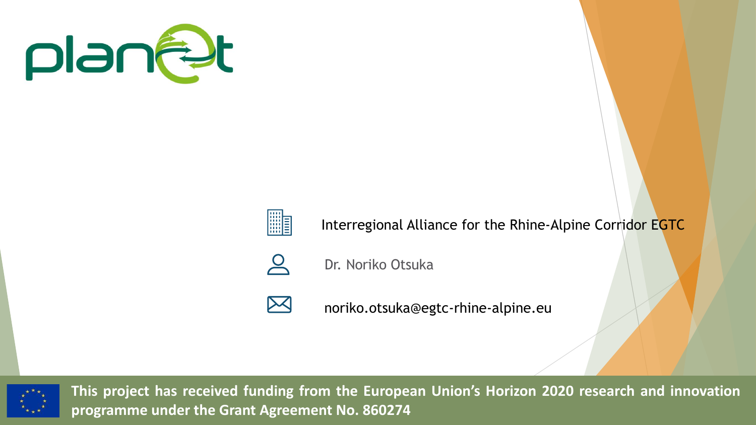planet

Interregional Alliance for the Rhine-Alpine Corridor EGTC

Dr. Noriko Otsuka

noriko.otsuka@egtc-rhine-alpine.eu

**This project has received funding from the European Union's Horizon 2020 research and innovation programme under the Grant Agreement No. 860274**